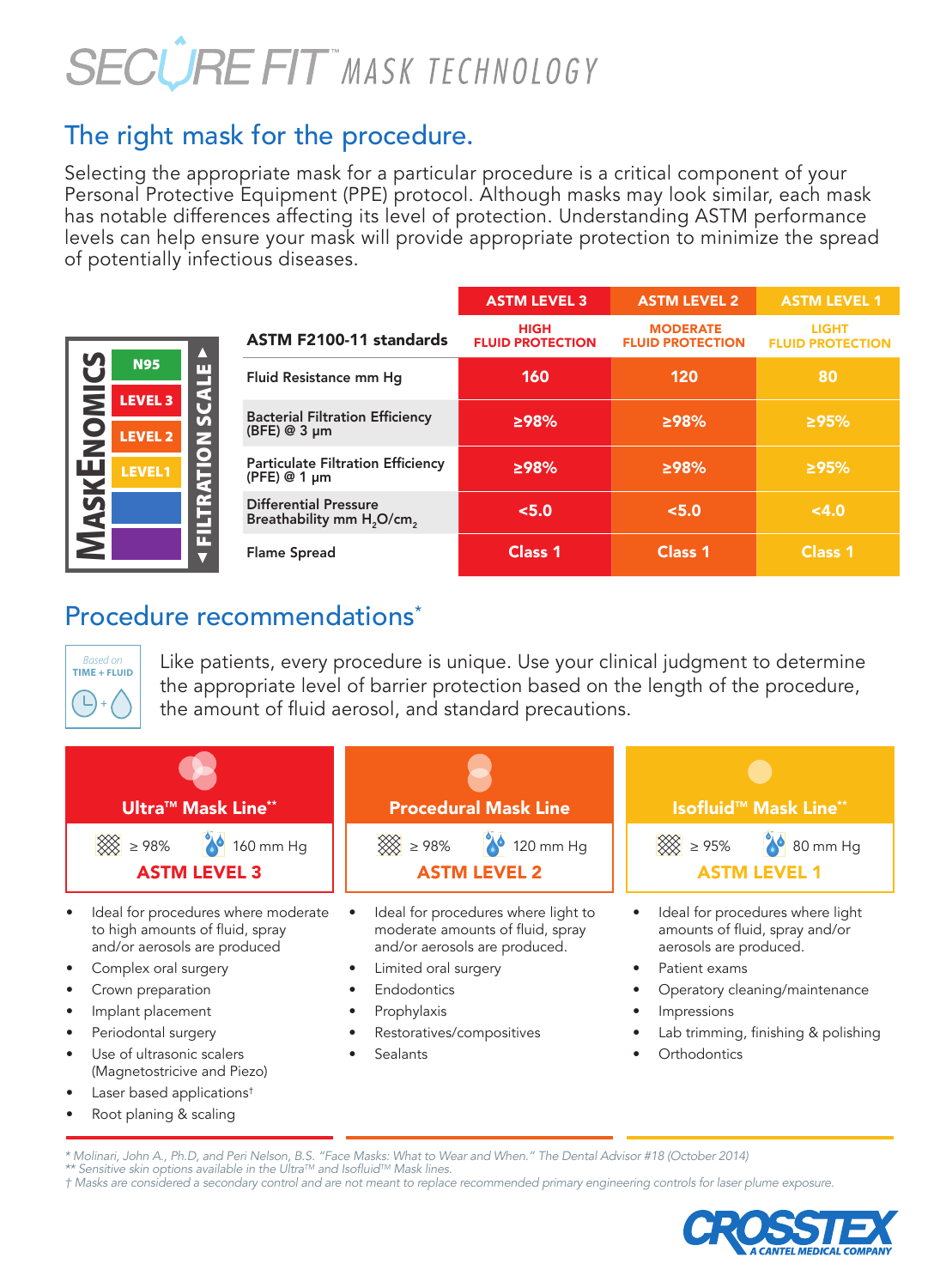# SECURE FIT™ MASK TECHNOLOGY

## The right mask for the procedure.

Selecting the appropriate mask for a particular procedure is a critical component of your Personal Protective Equipment (PPE) protocol. Although masks may look similar, each mask has notable differences affecting its level of protection. Understanding ASTM performance levels can help ensure your mask will provide appropriate protection to minimize the spread of potentially infectious diseases.

MASKENOMICS FILTRATION SCALE: N95, LEVEL 3, LEVEL 2, LEVEL1

| ASTM F2100-11 standards | ASTM LEVEL 3 HIGH FLUID PROTECTION | ASTM LEVEL 2 MODERATE FLUID PROTECTION | ASTM LEVEL 1 LIGHT FLUID PROTECTION |
|---|---|---|---|
| Fluid Resistance mm Hg | 160 | 120 | 80 |
| Bacterial Filtration Efficiency (BFE) @ 3 µm | ≥98% | ≥98% | ≥95% |
| Particulate Filtration Efficiency (PFE) @ 1 µm | ≥98% | ≥98% | ≥95% |
| Differential Pressure Breathability mm $H_2O/cm_2$ | <5.0 | <5.0 | <4.0 |
| Flame Spread | Class 1 | Class 1 | Class 1 |

## Procedure recommendations*

Based on TIME + FLUID

Like patients, every procedure is unique. Use your clinical judgment to determine the appropriate level of barrier protection based on the length of the procedure, the amount of fluid aerosol, and standard precautions.

### Ultra™ Mask Line**

≥ 98% | 160 mm Hg

**ASTM LEVEL 3**

- Ideal for procedures where moderate to high amounts of fluid, spray and/or aerosols are produced
- Complex oral surgery
- Crown preparation
- Implant placement
- Periodontal surgery
- Use of ultrasonic scalers (Magnetostricive and Piezo)
- Laser based applications†
- Root planing & scaling

### Procedural Mask Line

≥ 98% | 120 mm Hg

**ASTM LEVEL 2**

- Ideal for procedures where light to moderate amounts of fluid, spray and/or aerosols are produced.
- Limited oral surgery
- Endodontics
- Prophylaxis
- Restoratives/compositives
- Sealants

### Isofluid™ Mask Line**

≥ 95% | 80 mm Hg

**ASTM LEVEL 1**

- Ideal for procedures where light amounts of fluid, spray and/or aerosols are produced.
- Patient exams
- Operatory cleaning/maintenance
- Impressions
- Lab trimming, finishing & polishing
- Orthodontics

*\* Molinari, John A., Ph.D, and Peri Nelson, B.S. "Face Masks: What to Wear and When." The Dental Advisor #18 (October 2014)*
*\*\* Sensitive skin options available in the Ultra™ and Isofluid™ Mask lines.*
*† Masks are considered a secondary control and are not meant to replace recommended primary engineering controls for laser plume exposure.*

CROSSTEX A CANTEL MEDICAL COMPANY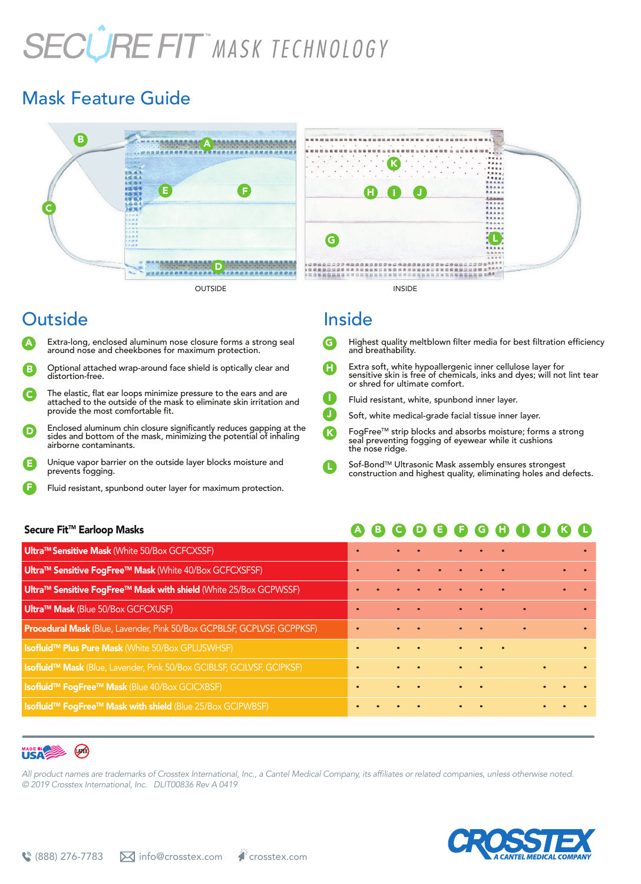# SECURE FIT™ MASK TECHNOLOGY

## Mask Feature Guide

OUTSIDE

INSIDE

## Outside

- **A** Extra-long, enclosed aluminum nose closure forms a strong seal around nose and cheekbones for maximum protection.
- **B** Optional attached wrap-around face shield is optically clear and distortion-free.
- **C** The elastic, flat ear loops minimize pressure to the ears and are attached to the outside of the mask to eliminate skin irritation and provide the most comfortable fit.
- **D** Enclosed aluminum chin closure significantly reduces gapping at the sides and bottom of the mask, minimizing the potential of inhaling airborne contaminants.
- **E** Unique vapor barrier on the outside layer blocks moisture and prevents fogging.
- **F** Fluid resistant, spunbond outer layer for maximum protection.

## Inside

- **G** Highest quality meltblown filter media for best filtration efficiency and breathability.
- **H** Extra soft, white hypoallergenic inner cellulose layer for sensitive skin is free of chemicals, inks and dyes; will not lint tear or shred for ultimate comfort.
- **I** Fluid resistant, white, spunbond inner layer.
- **J** Soft, white medical-grade facial tissue inner layer.
- **K** FogFree™ strip blocks and absorbs moisture; forms a strong seal preventing fogging of eyewear while it cushions the nose ridge.
- **L** Sof-Bond™ Ultrasonic Mask assembly ensures strongest construction and highest quality, eliminating holes and defects.

| Secure Fit™ Earloop Masks | A | B | C | D | E | F | G | H | I | J | K | L |
|---|---|---|---|---|---|---|---|---|---|---|---|---|
| **Ultra™ Sensitive Mask** (White 50/Box GCFCXSSF) | • | | • | • | | • | • | • | | | | • |
| **Ultra™ Sensitive FogFree™ Mask** (White 40/Box GCFCXSFSF) | • | | • | • | • | • | • | • | | | • | • |
| **Ultra™ Sensitive FogFree™ Mask with shield** (White 25/Box GCPWSSF) | • | • | • | • | • | • | • | • | | | • | • |
| **Ultra™ Mask** (Blue 50/Box GCFCXUSF) | • | | • | • | | • | • | | • | | | • |
| **Procedural Mask** (Blue, Lavender, Pink 50/Box GCPBLSF, GCPLVSF, GCPPKSF) | • | | • | • | | • | • | | • | | | • |
| **Isofluid™ Plus Pure Mask** (White 50/Box GPLUSWHSF) | • | | • | • | | • | • | • | | | | • |
| **Isofluid™ Mask** (Blue, Lavender, Pink 50/Box GCIBLSF, GCILVSF, GCIPKSF) | • | | • | • | | • | • | | | • | | • |
| **Isofluid™ FogFree™ Mask** (Blue 40/Box GCICXBSF) | • | | • | • | | • | • | | | • | • | • |
| **Isofluid™ FogFree™ Mask with shield** (Blue 25/Box GCIPWBSF) | • | • | • | • | | • | • | | | • | • | • |

MADE IN USA

*All product names are trademarks of Crosstex International, Inc., a Cantel Medical Company, its affiliates or related companies, unless otherwise noted.*
*© 2019 Crosstex International, Inc. DLIT00836 Rev A 0419*

(888) 276-7783 | info@crosstex.com | crosstex.com

CROSSTEX A CANTEL MEDICAL COMPANY